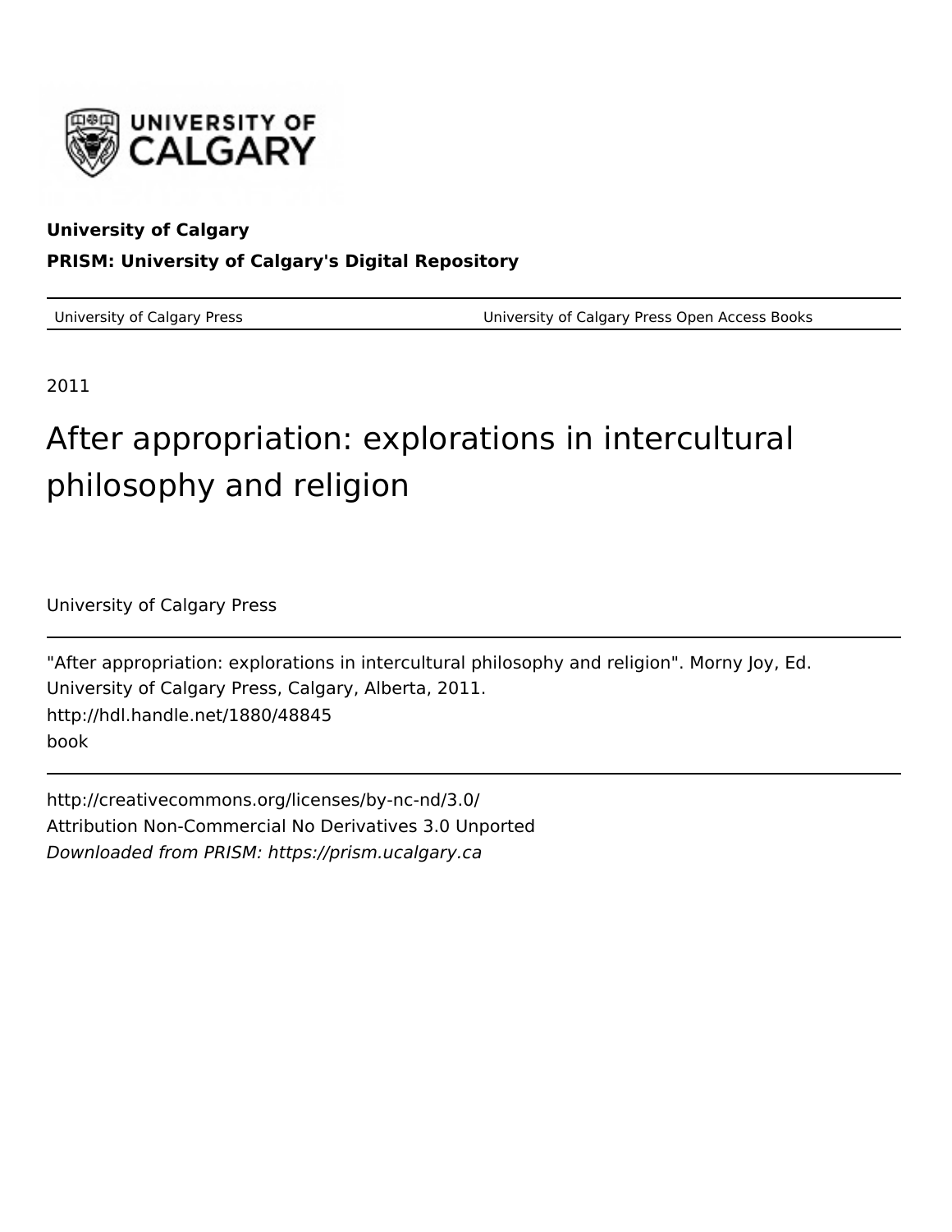**University of Calgary**

**PRISM: University of Calgary's Digital Repository**

| University of Calgary Press | University of Calgary Press Open Access Books |
|---|---|

2011

# After appropriation: explorations in intercultural philosophy and religion

University of Calgary Press

"After appropriation: explorations in intercultural philosophy and religion". Morny Joy, Ed. University of Calgary Press, Calgary, Alberta, 2011.
http://hdl.handle.net/1880/48845
book

http://creativecommons.org/licenses/by-nc-nd/3.0/
Attribution Non-Commercial No Derivatives 3.0 Unported
*Downloaded from PRISM: https://prism.ucalgary.ca*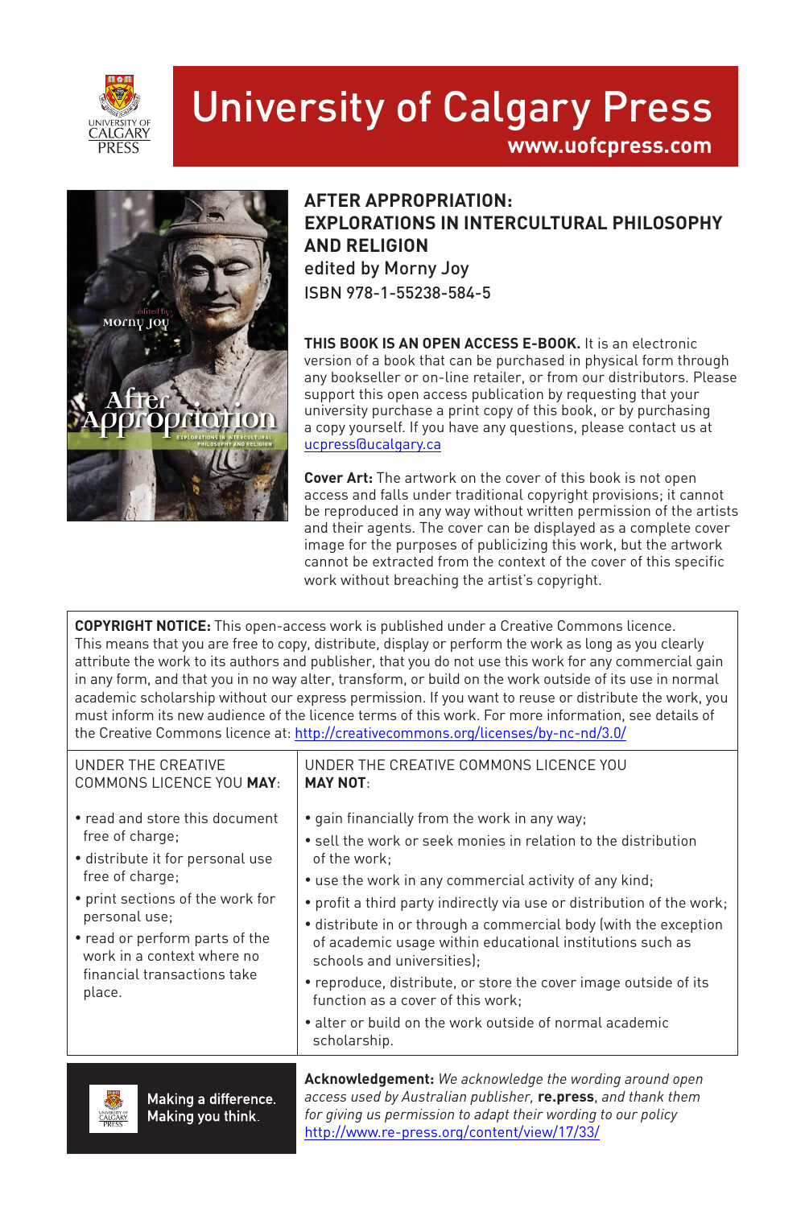# University of Calgary Press

www.uofcpress.com

## AFTER APPROPRIATION: EXPLORATIONS IN INTERCULTURAL PHILOSOPHY AND RELIGION

edited by Morny Joy

ISBN 978-1-55238-584-5

**THIS BOOK IS AN OPEN ACCESS E-BOOK.** It is an electronic version of a book that can be purchased in physical form through any bookseller or on-line retailer, or from our distributors. Please support this open access publication by requesting that your university purchase a print copy of this book, or by purchasing a copy yourself. If you have any questions, please contact us at ucpress@ucalgary.ca

**Cover Art:** The artwork on the cover of this book is not open access and falls under traditional copyright provisions; it cannot be reproduced in any way without written permission of the artists and their agents. The cover can be displayed as a complete cover image for the purposes of publicizing this work, but the artwork cannot be extracted from the context of the cover of this specific work without breaching the artist's copyright.

**COPYRIGHT NOTICE:** This open-access work is published under a Creative Commons licence. This means that you are free to copy, distribute, display or perform the work as long as you clearly attribute the work to its authors and publisher, that you do not use this work for any commercial gain in any form, and that you in no way alter, transform, or build on the work outside of its use in normal academic scholarship without our express permission. If you want to reuse or distribute the work, you must inform its new audience of the licence terms of this work. For more information, see details of the Creative Commons licence at: http://creativecommons.org/licenses/by-nc-nd/3.0/

| UNDER THE CREATIVE COMMONS LICENCE YOU **MAY**: | UNDER THE CREATIVE COMMONS LICENCE YOU **MAY NOT**: |
|---|---|
| • read and store this document free of charge;<br>• distribute it for personal use free of charge;<br>• print sections of the work for personal use;<br>• read or perform parts of the work in a context where no financial transactions take place. | • gain financially from the work in any way;<br>• sell the work or seek monies in relation to the distribution of the work;<br>• use the work in any commercial activity of any kind;<br>• profit a third party indirectly via use or distribution of the work;<br>• distribute in or through a commercial body (with the exception of academic usage within educational institutions such as schools and universities);<br>• reproduce, distribute, or store the cover image outside of its function as a cover of this work;<br>• alter or build on the work outside of normal academic scholarship. |

Making a difference.
Making you think.

**Acknowledgement:** *We acknowledge the wording around open access used by Australian publisher,* **re.press**, *and thank them for giving us permission to adapt their wording to our policy* http://www.re-press.org/content/view/17/33/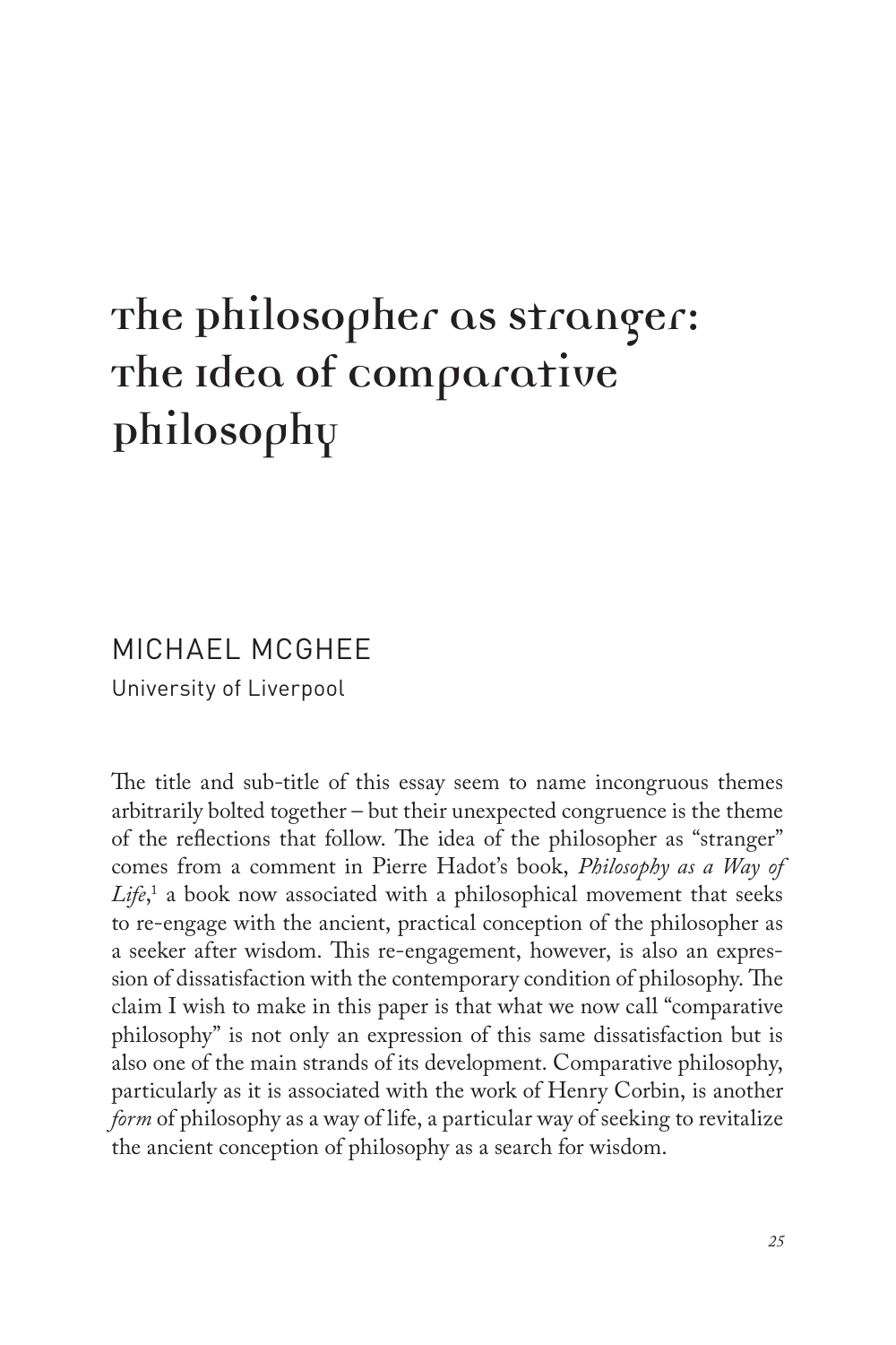# The Philosopher as Stranger: The Idea of Comparative Philosophy

MICHAEL MCGHEE

University of Liverpool

The title and sub-title of this essay seem to name incongruous themes arbitrarily bolted together – but their unexpected congruence is the theme of the reflections that follow. The idea of the philosopher as "stranger" comes from a comment in Pierre Hadot's book, *Philosophy as a Way of Life*,[1] a book now associated with a philosophical movement that seeks to re-engage with the ancient, practical conception of the philosopher as a seeker after wisdom. This re-engagement, however, is also an expression of dissatisfaction with the contemporary condition of philosophy. The claim I wish to make in this paper is that what we now call "comparative philosophy" is not only an expression of this same dissatisfaction but is also one of the main strands of its development. Comparative philosophy, particularly as it is associated with the work of Henry Corbin, is another *form* of philosophy as a way of life, a particular way of seeking to revitalize the ancient conception of philosophy as a search for wisdom.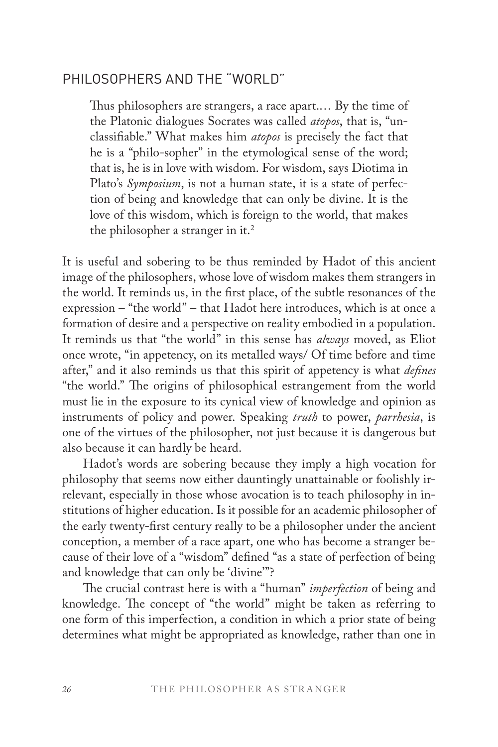## PHILOSOPHERS AND THE "WORLD"

> Thus philosophers are strangers, a race apart.… By the time of the Platonic dialogues Socrates was called *atopos*, that is, "unclassifiable." What makes him *atopos* is precisely the fact that he is a "philo-sopher" in the etymological sense of the word; that is, he is in love with wisdom. For wisdom, says Diotima in Plato's *Symposium*, is not a human state, it is a state of perfection of being and knowledge that can only be divine. It is the love of this wisdom, which is foreign to the world, that makes the philosopher a stranger in it.[2]

It is useful and sobering to be thus reminded by Hadot of this ancient image of the philosophers, whose love of wisdom makes them strangers in the world. It reminds us, in the first place, of the subtle resonances of the expression – "the world" – that Hadot here introduces, which is at once a formation of desire and a perspective on reality embodied in a population. It reminds us that "the world" in this sense has *always* moved, as Eliot once wrote, "in appetency, on its metalled ways/ Of time before and time after," and it also reminds us that this spirit of appetency is what *defines* "the world." The origins of philosophical estrangement from the world must lie in the exposure to its cynical view of knowledge and opinion as instruments of policy and power. Speaking *truth* to power, *parrhesia*, is one of the virtues of the philosopher, not just because it is dangerous but also because it can hardly be heard.

Hadot's words are sobering because they imply a high vocation for philosophy that seems now either dauntingly unattainable or foolishly irrelevant, especially in those whose avocation is to teach philosophy in institutions of higher education. Is it possible for an academic philosopher of the early twenty-first century really to be a philosopher under the ancient conception, a member of a race apart, one who has become a stranger because of their love of a "wisdom" defined "as a state of perfection of being and knowledge that can only be 'divine'"?

The crucial contrast here is with a "human" *imperfection* of being and knowledge. The concept of "the world" might be taken as referring to one form of this imperfection, a condition in which a prior state of being determines what might be appropriated as knowledge, rather than one in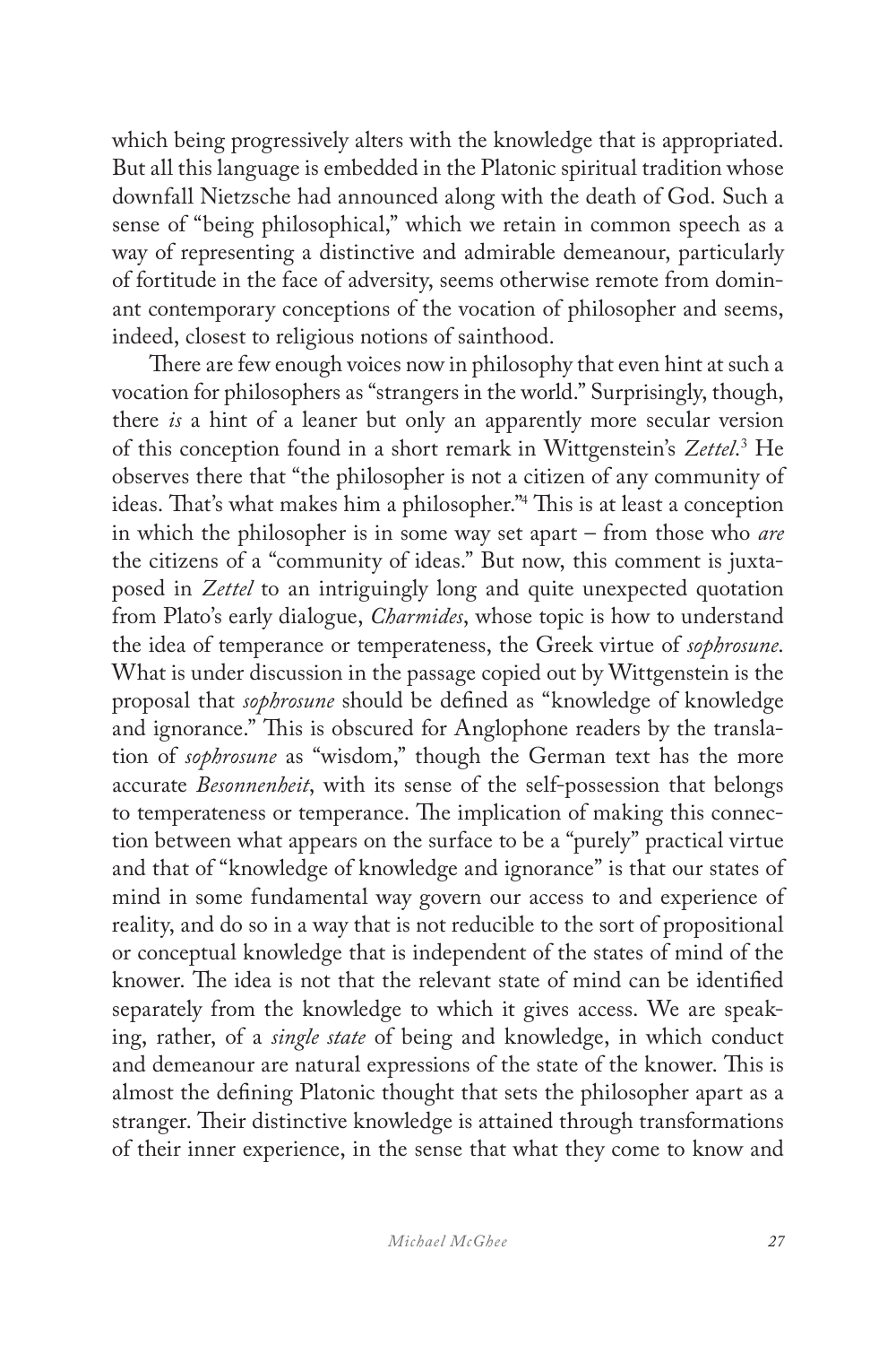which being progressively alters with the knowledge that is appropriated. But all this language is embedded in the Platonic spiritual tradition whose downfall Nietzsche had announced along with the death of God. Such a sense of "being philosophical," which we retain in common speech as a way of representing a distinctive and admirable demeanour, particularly of fortitude in the face of adversity, seems otherwise remote from dominant contemporary conceptions of the vocation of philosopher and seems, indeed, closest to religious notions of sainthood.

There are few enough voices now in philosophy that even hint at such a vocation for philosophers as "strangers in the world." Surprisingly, though, there *is* a hint of a leaner but only an apparently more secular version of this conception found in a short remark in Wittgenstein's *Zettel*.[3] He observes there that "the philosopher is not a citizen of any community of ideas. That's what makes him a philosopher."[4] This is at least a conception in which the philosopher is in some way set apart – from those who *are* the citizens of a "community of ideas." But now, this comment is juxtaposed in *Zettel* to an intriguingly long and quite unexpected quotation from Plato's early dialogue, *Charmides*, whose topic is how to understand the idea of temperance or temperateness, the Greek virtue of *sophrosune*. What is under discussion in the passage copied out by Wittgenstein is the proposal that *sophrosune* should be defined as "knowledge of knowledge and ignorance." This is obscured for Anglophone readers by the translation of *sophrosune* as "wisdom," though the German text has the more accurate *Besonnenheit*, with its sense of the self-possession that belongs to temperateness or temperance. The implication of making this connection between what appears on the surface to be a "purely" practical virtue and that of "knowledge of knowledge and ignorance" is that our states of mind in some fundamental way govern our access to and experience of reality, and do so in a way that is not reducible to the sort of propositional or conceptual knowledge that is independent of the states of mind of the knower. The idea is not that the relevant state of mind can be identified separately from the knowledge to which it gives access. We are speaking, rather, of a *single state* of being and knowledge, in which conduct and demeanour are natural expressions of the state of the knower. This is almost the defining Platonic thought that sets the philosopher apart as a stranger. Their distinctive knowledge is attained through transformations of their inner experience, in the sense that what they come to know and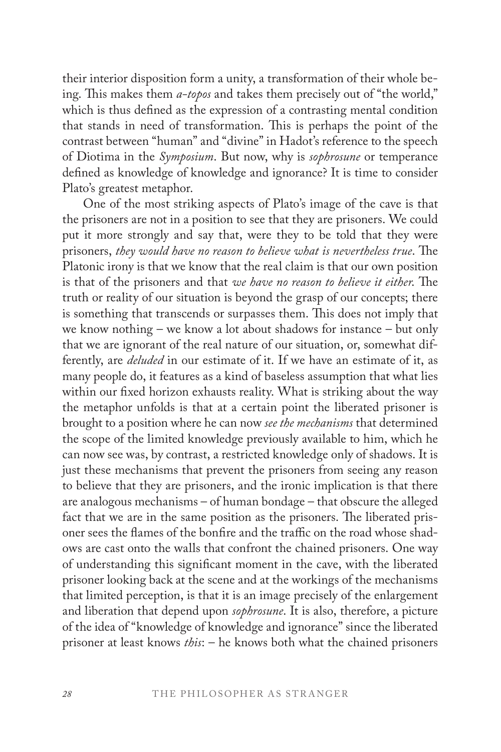their interior disposition form a unity, a transformation of their whole being. This makes them *a-topos* and takes them precisely out of "the world," which is thus defined as the expression of a contrasting mental condition that stands in need of transformation. This is perhaps the point of the contrast between "human" and "divine" in Hadot's reference to the speech of Diotima in the *Symposium*. But now, why is *sophrosune* or temperance defined as knowledge of knowledge and ignorance? It is time to consider Plato's greatest metaphor.

One of the most striking aspects of Plato's image of the cave is that the prisoners are not in a position to see that they are prisoners. We could put it more strongly and say that, were they to be told that they were prisoners, *they would have no reason to believe what is nevertheless true*. The Platonic irony is that we know that the real claim is that our own position is that of the prisoners and that *we have no reason to believe it either*. The truth or reality of our situation is beyond the grasp of our concepts; there is something that transcends or surpasses them. This does not imply that we know nothing – we know a lot about shadows for instance – but only that we are ignorant of the real nature of our situation, or, somewhat differently, are *deluded* in our estimate of it. If we have an estimate of it, as many people do, it features as a kind of baseless assumption that what lies within our fixed horizon exhausts reality. What is striking about the way the metaphor unfolds is that at a certain point the liberated prisoner is brought to a position where he can now *see the mechanisms* that determined the scope of the limited knowledge previously available to him, which he can now see was, by contrast, a restricted knowledge only of shadows. It is just these mechanisms that prevent the prisoners from seeing any reason to believe that they are prisoners, and the ironic implication is that there are analogous mechanisms – of human bondage – that obscure the alleged fact that we are in the same position as the prisoners. The liberated prisoner sees the flames of the bonfire and the traffic on the road whose shadows are cast onto the walls that confront the chained prisoners. One way of understanding this significant moment in the cave, with the liberated prisoner looking back at the scene and at the workings of the mechanisms that limited perception, is that it is an image precisely of the enlargement and liberation that depend upon *sophrosune*. It is also, therefore, a picture of the idea of "knowledge of knowledge and ignorance" since the liberated prisoner at least knows *this*: – he knows both what the chained prisoners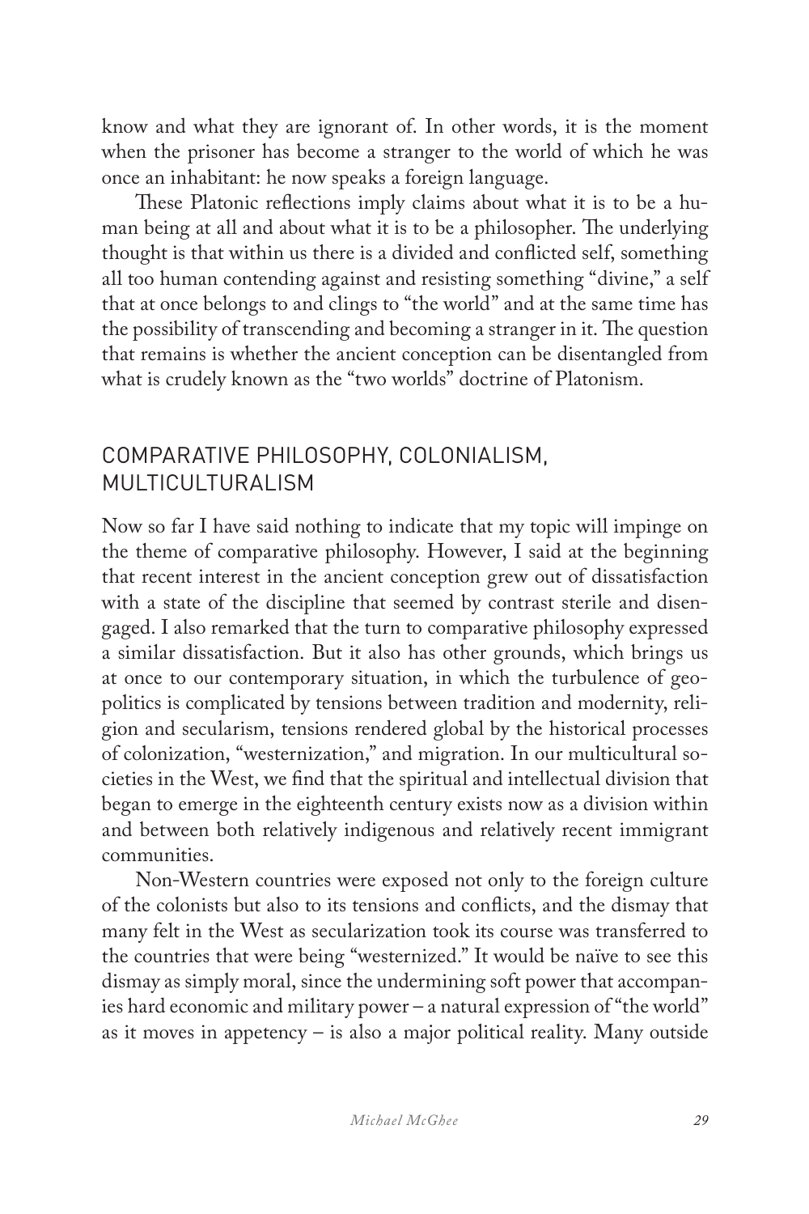know and what they are ignorant of. In other words, it is the moment when the prisoner has become a stranger to the world of which he was once an inhabitant: he now speaks a foreign language.

These Platonic reflections imply claims about what it is to be a human being at all and about what it is to be a philosopher. The underlying thought is that within us there is a divided and conflicted self, something all too human contending against and resisting something "divine," a self that at once belongs to and clings to "the world" and at the same time has the possibility of transcending and becoming a stranger in it. The question that remains is whether the ancient conception can be disentangled from what is crudely known as the "two worlds" doctrine of Platonism.

## COMPARATIVE PHILOSOPHY, COLONIALISM, MULTICULTURALISM

Now so far I have said nothing to indicate that my topic will impinge on the theme of comparative philosophy. However, I said at the beginning that recent interest in the ancient conception grew out of dissatisfaction with a state of the discipline that seemed by contrast sterile and disengaged. I also remarked that the turn to comparative philosophy expressed a similar dissatisfaction. But it also has other grounds, which brings us at once to our contemporary situation, in which the turbulence of geopolitics is complicated by tensions between tradition and modernity, religion and secularism, tensions rendered global by the historical processes of colonization, "westernization," and migration. In our multicultural societies in the West, we find that the spiritual and intellectual division that began to emerge in the eighteenth century exists now as a division within and between both relatively indigenous and relatively recent immigrant communities.

Non-Western countries were exposed not only to the foreign culture of the colonists but also to its tensions and conflicts, and the dismay that many felt in the West as secularization took its course was transferred to the countries that were being "westernized." It would be naïve to see this dismay as simply moral, since the undermining soft power that accompanies hard economic and military power – a natural expression of "the world" as it moves in appetency – is also a major political reality. Many outside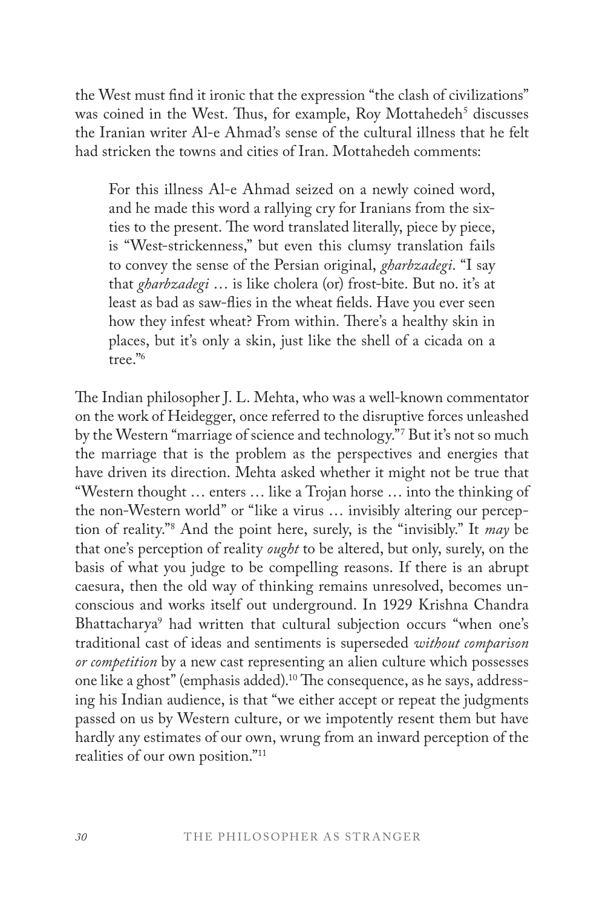the West must find it ironic that the expression "the clash of civilizations" was coined in the West. Thus, for example, Roy Mottahedeh[5] discusses the Iranian writer Al-e Ahmad's sense of the cultural illness that he felt had stricken the towns and cities of Iran. Mottahedeh comments:

> For this illness Al-e Ahmad seized on a newly coined word, and he made this word a rallying cry for Iranians from the sixties to the present. The word translated literally, piece by piece, is "West-strickenness," but even this clumsy translation fails to convey the sense of the Persian original, *gharbzadegi*. "I say that *gharbzadegi* … is like cholera (or) frost-bite. But no. it's at least as bad as saw-flies in the wheat fields. Have you ever seen how they infest wheat? From within. There's a healthy skin in places, but it's only a skin, just like the shell of a cicada on a tree."[6]

The Indian philosopher J. L. Mehta, who was a well-known commentator on the work of Heidegger, once referred to the disruptive forces unleashed by the Western "marriage of science and technology."[7] But it's not so much the marriage that is the problem as the perspectives and energies that have driven its direction. Mehta asked whether it might not be true that "Western thought … enters … like a Trojan horse … into the thinking of the non-Western world" or "like a virus … invisibly altering our perception of reality."[8] And the point here, surely, is the "invisibly." It *may* be that one's perception of reality *ought* to be altered, but only, surely, on the basis of what you judge to be compelling reasons. If there is an abrupt caesura, then the old way of thinking remains unresolved, becomes unconscious and works itself out underground. In 1929 Krishna Chandra Bhattacharya[9] had written that cultural subjection occurs "when one's traditional cast of ideas and sentiments is superseded *without comparison or competition* by a new cast representing an alien culture which possesses one like a ghost" (emphasis added).[10] The consequence, as he says, addressing his Indian audience, is that "we either accept or repeat the judgments passed on us by Western culture, or we impotently resent them but have hardly any estimates of our own, wrung from an inward perception of the realities of our own position."[11]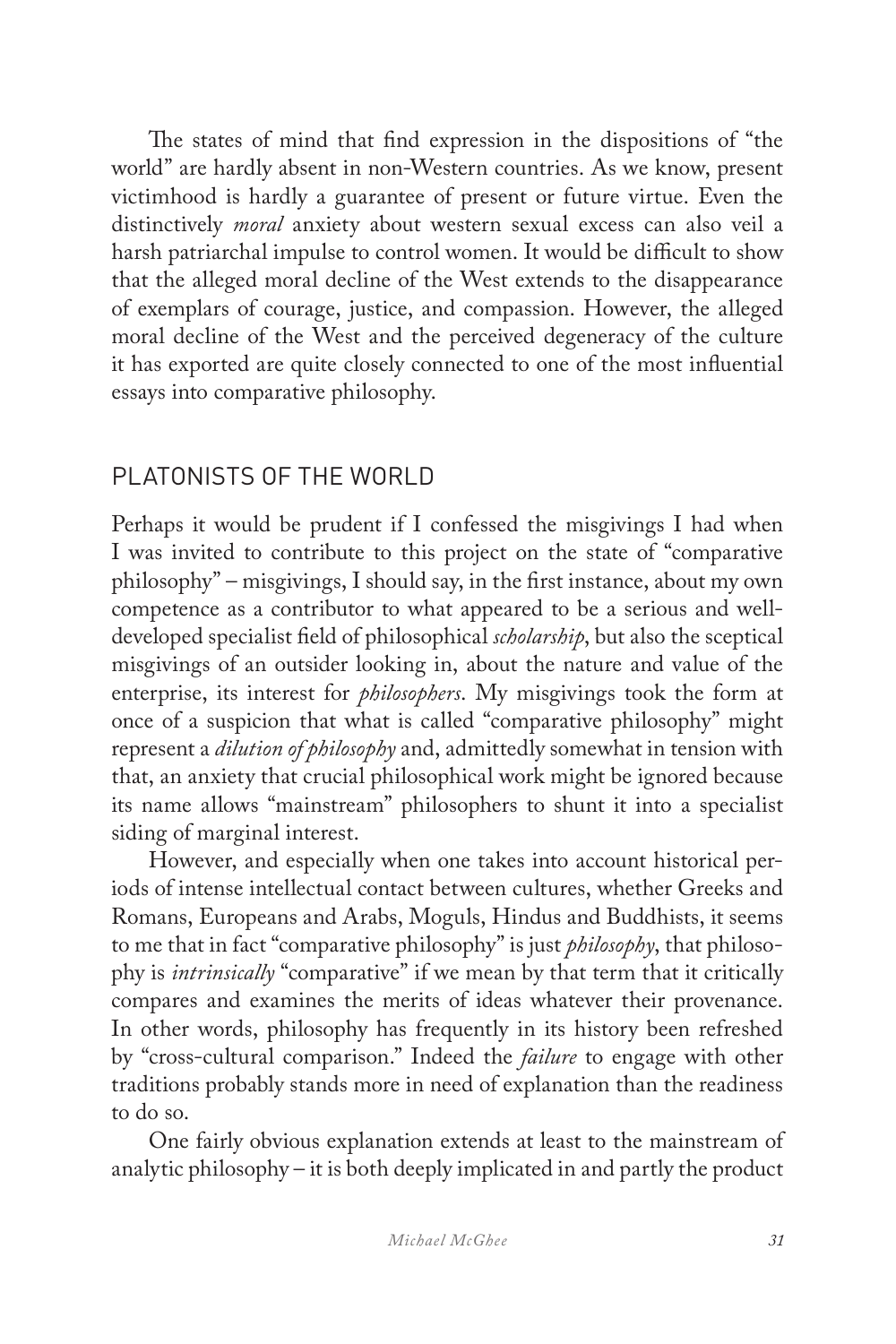The states of mind that find expression in the dispositions of "the world" are hardly absent in non-Western countries. As we know, present victimhood is hardly a guarantee of present or future virtue. Even the distinctively *moral* anxiety about western sexual excess can also veil a harsh patriarchal impulse to control women. It would be difficult to show that the alleged moral decline of the West extends to the disappearance of exemplars of courage, justice, and compassion. However, the alleged moral decline of the West and the perceived degeneracy of the culture it has exported are quite closely connected to one of the most influential essays into comparative philosophy.

## PLATONISTS OF THE WORLD

Perhaps it would be prudent if I confessed the misgivings I had when I was invited to contribute to this project on the state of "comparative philosophy" – misgivings, I should say, in the first instance, about my own competence as a contributor to what appeared to be a serious and well-developed specialist field of philosophical *scholarship*, but also the sceptical misgivings of an outsider looking in, about the nature and value of the enterprise, its interest for *philosophers*. My misgivings took the form at once of a suspicion that what is called "comparative philosophy" might represent a *dilution of philosophy* and, admittedly somewhat in tension with that, an anxiety that crucial philosophical work might be ignored because its name allows "mainstream" philosophers to shunt it into a specialist siding of marginal interest.

However, and especially when one takes into account historical periods of intense intellectual contact between cultures, whether Greeks and Romans, Europeans and Arabs, Moguls, Hindus and Buddhists, it seems to me that in fact "comparative philosophy" is just *philosophy*, that philosophy is *intrinsically* "comparative" if we mean by that term that it critically compares and examines the merits of ideas whatever their provenance. In other words, philosophy has frequently in its history been refreshed by "cross-cultural comparison." Indeed the *failure* to engage with other traditions probably stands more in need of explanation than the readiness to do so.

One fairly obvious explanation extends at least to the mainstream of analytic philosophy – it is both deeply implicated in and partly the product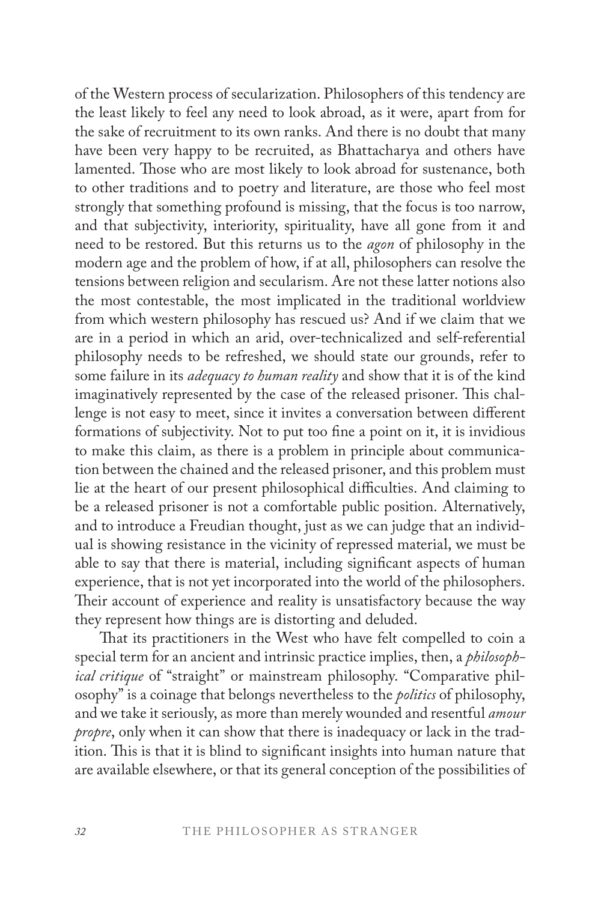of the Western process of secularization. Philosophers of this tendency are the least likely to feel any need to look abroad, as it were, apart from for the sake of recruitment to its own ranks. And there is no doubt that many have been very happy to be recruited, as Bhattacharya and others have lamented. Those who are most likely to look abroad for sustenance, both to other traditions and to poetry and literature, are those who feel most strongly that something profound is missing, that the focus is too narrow, and that subjectivity, interiority, spirituality, have all gone from it and need to be restored. But this returns us to the *agon* of philosophy in the modern age and the problem of how, if at all, philosophers can resolve the tensions between religion and secularism. Are not these latter notions also the most contestable, the most implicated in the traditional worldview from which western philosophy has rescued us? And if we claim that we are in a period in which an arid, over-technicalized and self-referential philosophy needs to be refreshed, we should state our grounds, refer to some failure in its *adequacy to human reality* and show that it is of the kind imaginatively represented by the case of the released prisoner. This challenge is not easy to meet, since it invites a conversation between different formations of subjectivity. Not to put too fine a point on it, it is invidious to make this claim, as there is a problem in principle about communication between the chained and the released prisoner, and this problem must lie at the heart of our present philosophical difficulties. And claiming to be a released prisoner is not a comfortable public position. Alternatively, and to introduce a Freudian thought, just as we can judge that an individual is showing resistance in the vicinity of repressed material, we must be able to say that there is material, including significant aspects of human experience, that is not yet incorporated into the world of the philosophers. Their account of experience and reality is unsatisfactory because the way they represent how things are is distorting and deluded.

That its practitioners in the West who have felt compelled to coin a special term for an ancient and intrinsic practice implies, then, a *philosophical critique* of "straight" or mainstream philosophy. "Comparative philosophy" is a coinage that belongs nevertheless to the *politics* of philosophy, and we take it seriously, as more than merely wounded and resentful *amour propre*, only when it can show that there is inadequacy or lack in the tradition. This is that it is blind to significant insights into human nature that are available elsewhere, or that its general conception of the possibilities of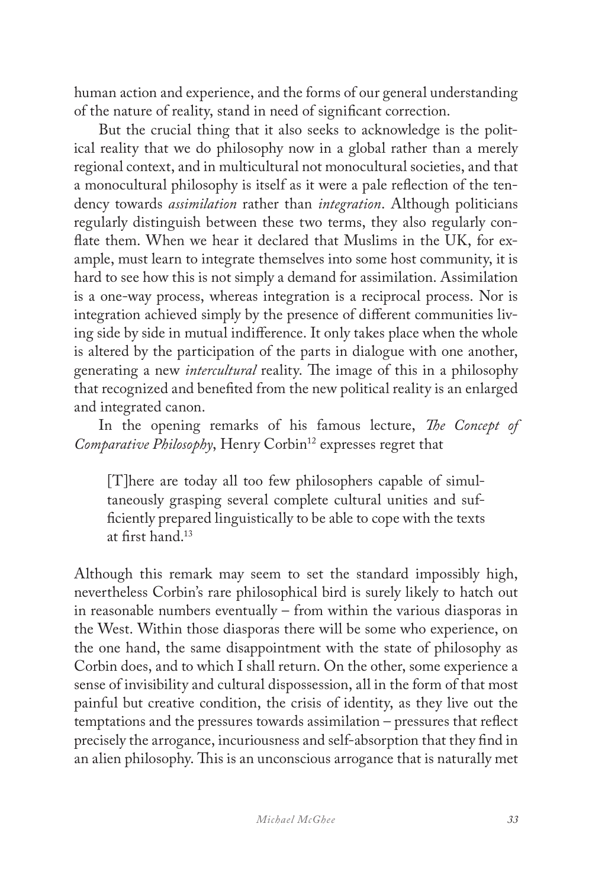human action and experience, and the forms of our general understanding of the nature of reality, stand in need of significant correction.

But the crucial thing that it also seeks to acknowledge is the political reality that we do philosophy now in a global rather than a merely regional context, and in multicultural not monocultural societies, and that a monocultural philosophy is itself as it were a pale reflection of the tendency towards *assimilation* rather than *integration*. Although politicians regularly distinguish between these two terms, they also regularly conflate them. When we hear it declared that Muslims in the UK, for example, must learn to integrate themselves into some host community, it is hard to see how this is not simply a demand for assimilation. Assimilation is a one-way process, whereas integration is a reciprocal process. Nor is integration achieved simply by the presence of different communities living side by side in mutual indifference. It only takes place when the whole is altered by the participation of the parts in dialogue with one another, generating a new *intercultural* reality. The image of this in a philosophy that recognized and benefited from the new political reality is an enlarged and integrated canon.

In the opening remarks of his famous lecture, *The Concept of Comparative Philosophy*, Henry Corbin[12] expresses regret that

> [T]here are today all too few philosophers capable of simultaneously grasping several complete cultural unities and sufficiently prepared linguistically to be able to cope with the texts at first hand.[13]

Although this remark may seem to set the standard impossibly high, nevertheless Corbin's rare philosophical bird is surely likely to hatch out in reasonable numbers eventually – from within the various diasporas in the West. Within those diasporas there will be some who experience, on the one hand, the same disappointment with the state of philosophy as Corbin does, and to which I shall return. On the other, some experience a sense of invisibility and cultural dispossession, all in the form of that most painful but creative condition, the crisis of identity, as they live out the temptations and the pressures towards assimilation – pressures that reflect precisely the arrogance, incuriousness and self-absorption that they find in an alien philosophy. This is an unconscious arrogance that is naturally met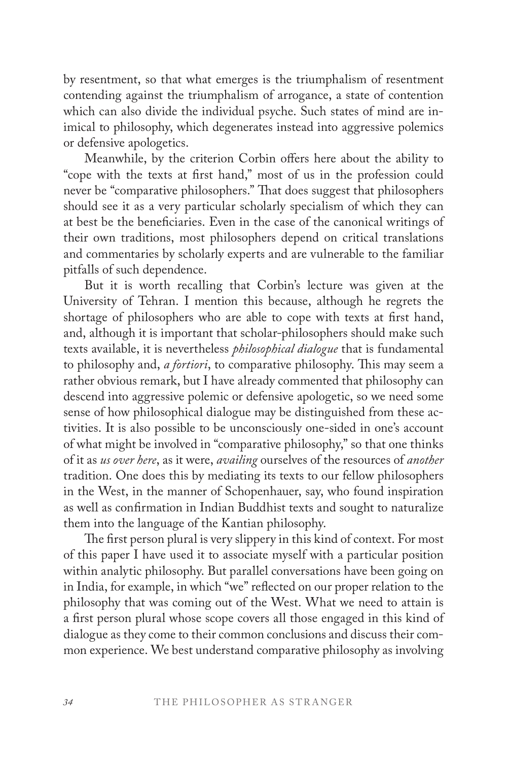by resentment, so that what emerges is the triumphalism of resentment contending against the triumphalism of arrogance, a state of contention which can also divide the individual psyche. Such states of mind are inimical to philosophy, which degenerates instead into aggressive polemics or defensive apologetics.

Meanwhile, by the criterion Corbin offers here about the ability to "cope with the texts at first hand," most of us in the profession could never be "comparative philosophers." That does suggest that philosophers should see it as a very particular scholarly specialism of which they can at best be the beneficiaries. Even in the case of the canonical writings of their own traditions, most philosophers depend on critical translations and commentaries by scholarly experts and are vulnerable to the familiar pitfalls of such dependence.

But it is worth recalling that Corbin's lecture was given at the University of Tehran. I mention this because, although he regrets the shortage of philosophers who are able to cope with texts at first hand, and, although it is important that scholar-philosophers should make such texts available, it is nevertheless *philosophical dialogue* that is fundamental to philosophy and, *a fortiori*, to comparative philosophy. This may seem a rather obvious remark, but I have already commented that philosophy can descend into aggressive polemic or defensive apologetic, so we need some sense of how philosophical dialogue may be distinguished from these activities. It is also possible to be unconsciously one-sided in one's account of what might be involved in "comparative philosophy," so that one thinks of it as *us over here*, as it were, *availing* ourselves of the resources of *another* tradition. One does this by mediating its texts to our fellow philosophers in the West, in the manner of Schopenhauer, say, who found inspiration as well as confirmation in Indian Buddhist texts and sought to naturalize them into the language of the Kantian philosophy.

The first person plural is very slippery in this kind of context. For most of this paper I have used it to associate myself with a particular position within analytic philosophy. But parallel conversations have been going on in India, for example, in which "we" reflected on our proper relation to the philosophy that was coming out of the West. What we need to attain is a first person plural whose scope covers all those engaged in this kind of dialogue as they come to their common conclusions and discuss their common experience. We best understand comparative philosophy as involving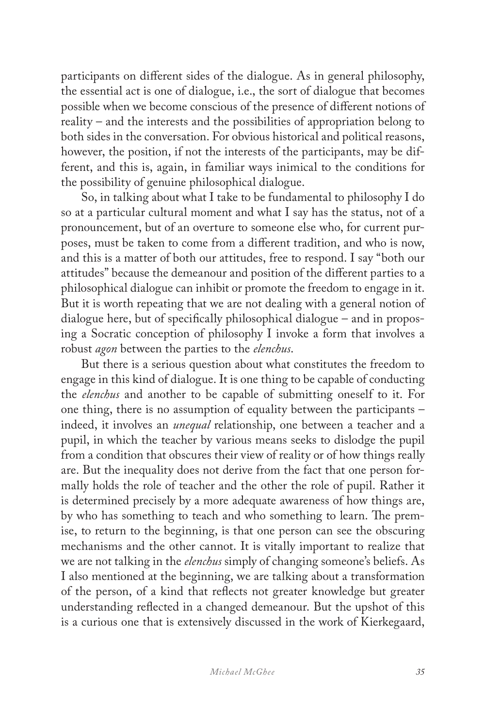participants on different sides of the dialogue. As in general philosophy, the essential act is one of dialogue, i.e., the sort of dialogue that becomes possible when we become conscious of the presence of different notions of reality – and the interests and the possibilities of appropriation belong to both sides in the conversation. For obvious historical and political reasons, however, the position, if not the interests of the participants, may be different, and this is, again, in familiar ways inimical to the conditions for the possibility of genuine philosophical dialogue.

So, in talking about what I take to be fundamental to philosophy I do so at a particular cultural moment and what I say has the status, not of a pronouncement, but of an overture to someone else who, for current purposes, must be taken to come from a different tradition, and who is now, and this is a matter of both our attitudes, free to respond. I say "both our attitudes" because the demeanour and position of the different parties to a philosophical dialogue can inhibit or promote the freedom to engage in it. But it is worth repeating that we are not dealing with a general notion of dialogue here, but of specifically philosophical dialogue – and in proposing a Socratic conception of philosophy I invoke a form that involves a robust *agon* between the parties to the *elenchus*.

But there is a serious question about what constitutes the freedom to engage in this kind of dialogue. It is one thing to be capable of conducting the *elenchus* and another to be capable of submitting oneself to it. For one thing, there is no assumption of equality between the participants – indeed, it involves an *unequal* relationship, one between a teacher and a pupil, in which the teacher by various means seeks to dislodge the pupil from a condition that obscures their view of reality or of how things really are. But the inequality does not derive from the fact that one person formally holds the role of teacher and the other the role of pupil. Rather it is determined precisely by a more adequate awareness of how things are, by who has something to teach and who something to learn. The premise, to return to the beginning, is that one person can see the obscuring mechanisms and the other cannot. It is vitally important to realize that we are not talking in the *elenchus* simply of changing someone's beliefs. As I also mentioned at the beginning, we are talking about a transformation of the person, of a kind that reflects not greater knowledge but greater understanding reflected in a changed demeanour. But the upshot of this is a curious one that is extensively discussed in the work of Kierkegaard,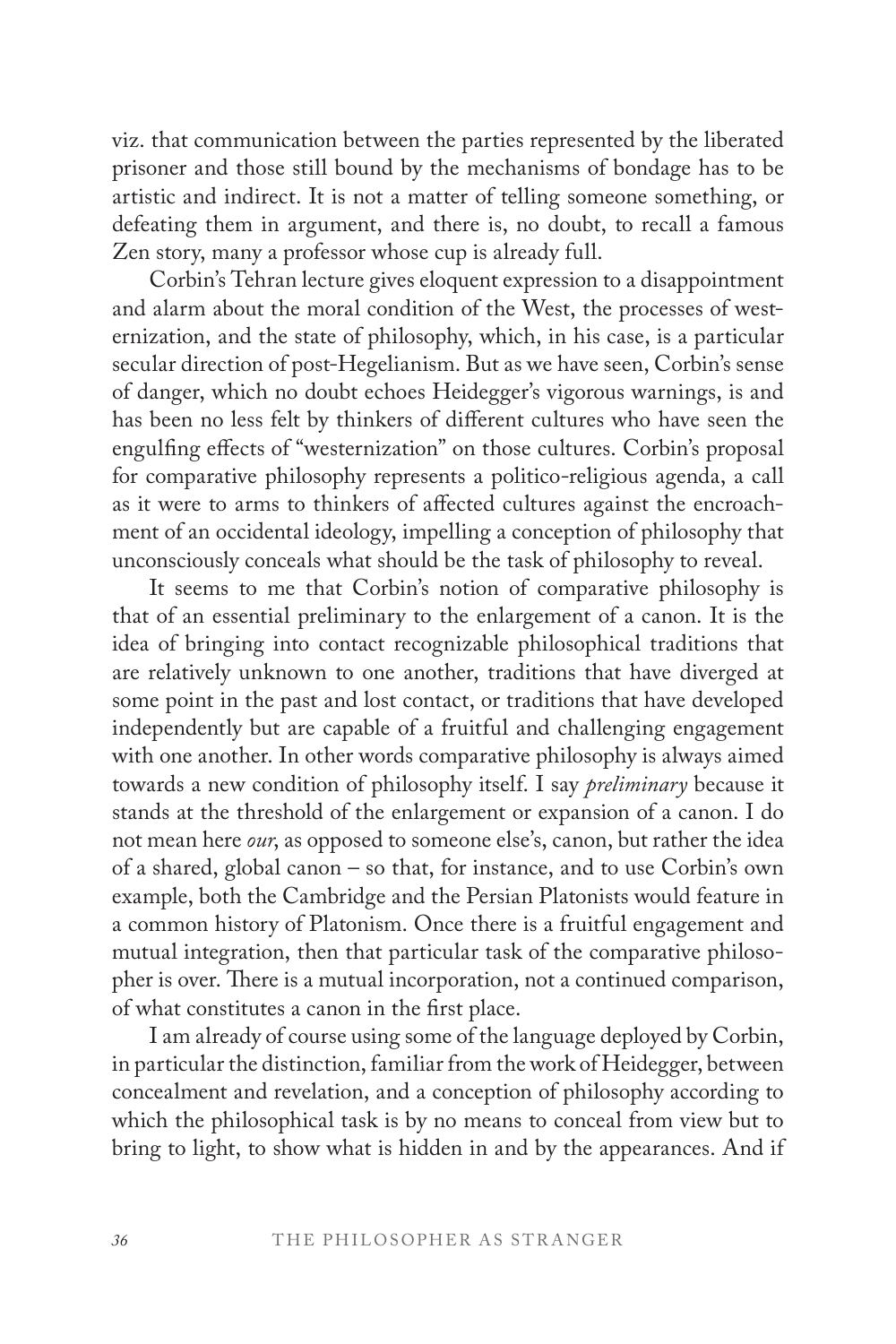viz. that communication between the parties represented by the liberated prisoner and those still bound by the mechanisms of bondage has to be artistic and indirect. It is not a matter of telling someone something, or defeating them in argument, and there is, no doubt, to recall a famous Zen story, many a professor whose cup is already full.

Corbin's Tehran lecture gives eloquent expression to a disappointment and alarm about the moral condition of the West, the processes of westernization, and the state of philosophy, which, in his case, is a particular secular direction of post-Hegelianism. But as we have seen, Corbin's sense of danger, which no doubt echoes Heidegger's vigorous warnings, is and has been no less felt by thinkers of different cultures who have seen the engulfing effects of "westernization" on those cultures. Corbin's proposal for comparative philosophy represents a politico-religious agenda, a call as it were to arms to thinkers of affected cultures against the encroachment of an occidental ideology, impelling a conception of philosophy that unconsciously conceals what should be the task of philosophy to reveal.

It seems to me that Corbin's notion of comparative philosophy is that of an essential preliminary to the enlargement of a canon. It is the idea of bringing into contact recognizable philosophical traditions that are relatively unknown to one another, traditions that have diverged at some point in the past and lost contact, or traditions that have developed independently but are capable of a fruitful and challenging engagement with one another. In other words comparative philosophy is always aimed towards a new condition of philosophy itself. I say *preliminary* because it stands at the threshold of the enlargement or expansion of a canon. I do not mean here *our*, as opposed to someone else's, canon, but rather the idea of a shared, global canon – so that, for instance, and to use Corbin's own example, both the Cambridge and the Persian Platonists would feature in a common history of Platonism. Once there is a fruitful engagement and mutual integration, then that particular task of the comparative philosopher is over. There is a mutual incorporation, not a continued comparison, of what constitutes a canon in the first place.

I am already of course using some of the language deployed by Corbin, in particular the distinction, familiar from the work of Heidegger, between concealment and revelation, and a conception of philosophy according to which the philosophical task is by no means to conceal from view but to bring to light, to show what is hidden in and by the appearances. And if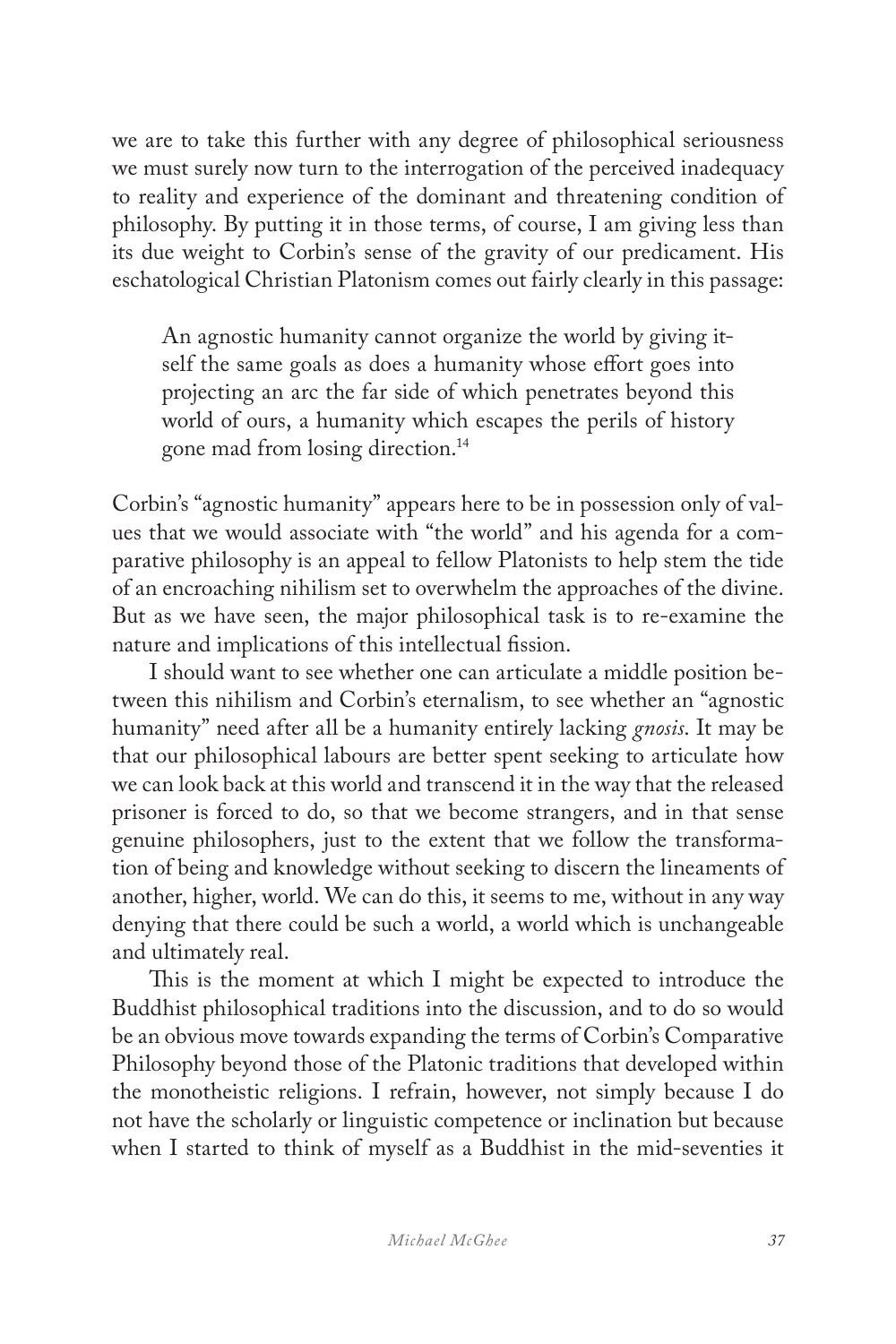we are to take this further with any degree of philosophical seriousness we must surely now turn to the interrogation of the perceived inadequacy to reality and experience of the dominant and threatening condition of philosophy. By putting it in those terms, of course, I am giving less than its due weight to Corbin's sense of the gravity of our predicament. His eschatological Christian Platonism comes out fairly clearly in this passage:

> An agnostic humanity cannot organize the world by giving itself the same goals as does a humanity whose effort goes into projecting an arc the far side of which penetrates beyond this world of ours, a humanity which escapes the perils of history gone mad from losing direction.[14]

Corbin's "agnostic humanity" appears here to be in possession only of values that we would associate with "the world" and his agenda for a comparative philosophy is an appeal to fellow Platonists to help stem the tide of an encroaching nihilism set to overwhelm the approaches of the divine. But as we have seen, the major philosophical task is to re-examine the nature and implications of this intellectual fission.

I should want to see whether one can articulate a middle position between this nihilism and Corbin's eternalism, to see whether an "agnostic humanity" need after all be a humanity entirely lacking *gnosis*. It may be that our philosophical labours are better spent seeking to articulate how we can look back at this world and transcend it in the way that the released prisoner is forced to do, so that we become strangers, and in that sense genuine philosophers, just to the extent that we follow the transformation of being and knowledge without seeking to discern the lineaments of another, higher, world. We can do this, it seems to me, without in any way denying that there could be such a world, a world which is unchangeable and ultimately real.

This is the moment at which I might be expected to introduce the Buddhist philosophical traditions into the discussion, and to do so would be an obvious move towards expanding the terms of Corbin's Comparative Philosophy beyond those of the Platonic traditions that developed within the monotheistic religions. I refrain, however, not simply because I do not have the scholarly or linguistic competence or inclination but because when I started to think of myself as a Buddhist in the mid-seventies it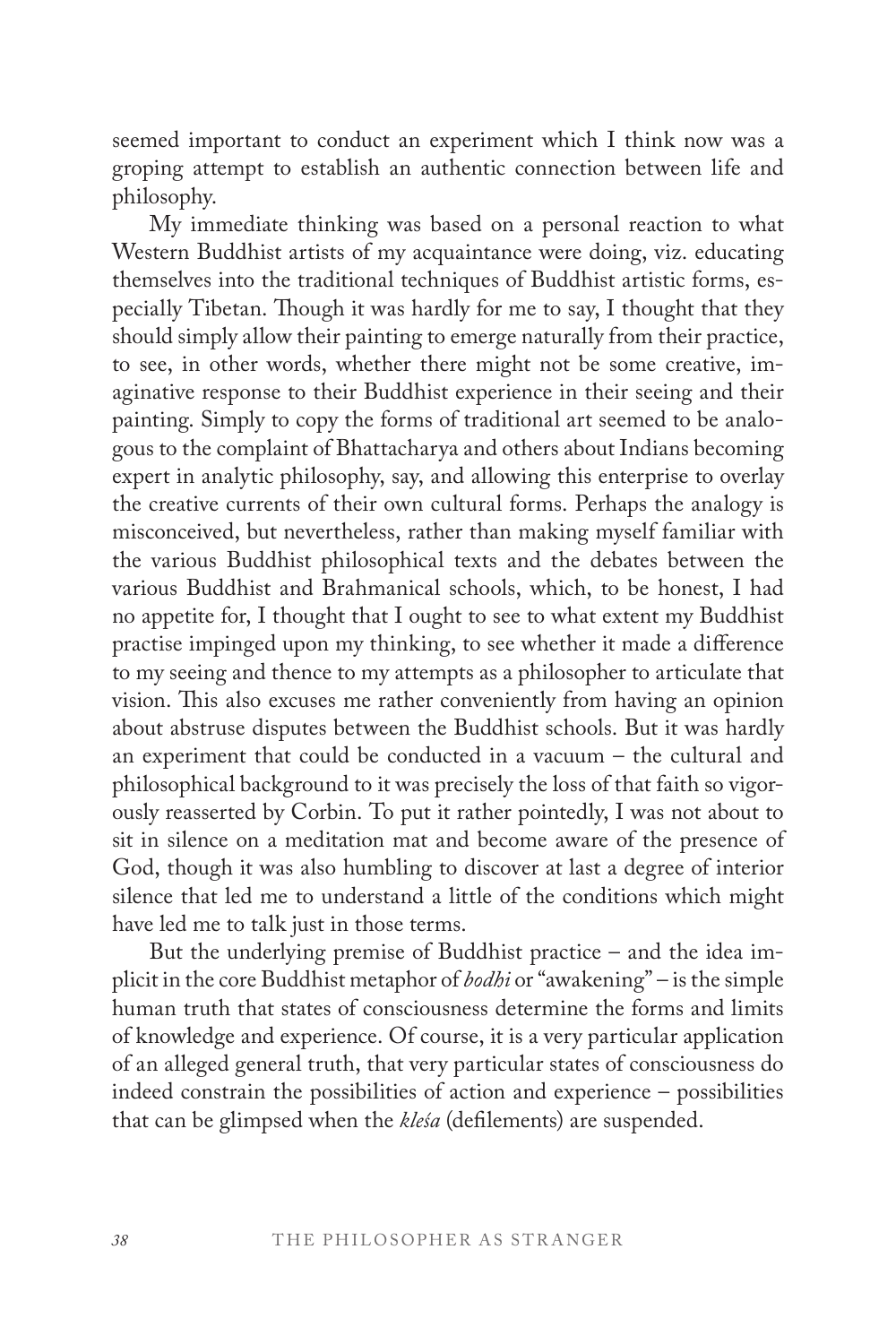seemed important to conduct an experiment which I think now was a groping attempt to establish an authentic connection between life and philosophy.

My immediate thinking was based on a personal reaction to what Western Buddhist artists of my acquaintance were doing, viz. educating themselves into the traditional techniques of Buddhist artistic forms, especially Tibetan. Though it was hardly for me to say, I thought that they should simply allow their painting to emerge naturally from their practice, to see, in other words, whether there might not be some creative, imaginative response to their Buddhist experience in their seeing and their painting. Simply to copy the forms of traditional art seemed to be analogous to the complaint of Bhattacharya and others about Indians becoming expert in analytic philosophy, say, and allowing this enterprise to overlay the creative currents of their own cultural forms. Perhaps the analogy is misconceived, but nevertheless, rather than making myself familiar with the various Buddhist philosophical texts and the debates between the various Buddhist and Brahmanical schools, which, to be honest, I had no appetite for, I thought that I ought to see to what extent my Buddhist practise impinged upon my thinking, to see whether it made a difference to my seeing and thence to my attempts as a philosopher to articulate that vision. This also excuses me rather conveniently from having an opinion about abstruse disputes between the Buddhist schools. But it was hardly an experiment that could be conducted in a vacuum – the cultural and philosophical background to it was precisely the loss of that faith so vigorously reasserted by Corbin. To put it rather pointedly, I was not about to sit in silence on a meditation mat and become aware of the presence of God, though it was also humbling to discover at last a degree of interior silence that led me to understand a little of the conditions which might have led me to talk just in those terms.

But the underlying premise of Buddhist practice – and the idea implicit in the core Buddhist metaphor of *bodhi* or "awakening" – is the simple human truth that states of consciousness determine the forms and limits of knowledge and experience. Of course, it is a very particular application of an alleged general truth, that very particular states of consciousness do indeed constrain the possibilities of action and experience – possibilities that can be glimpsed when the *kleśa* (defilements) are suspended.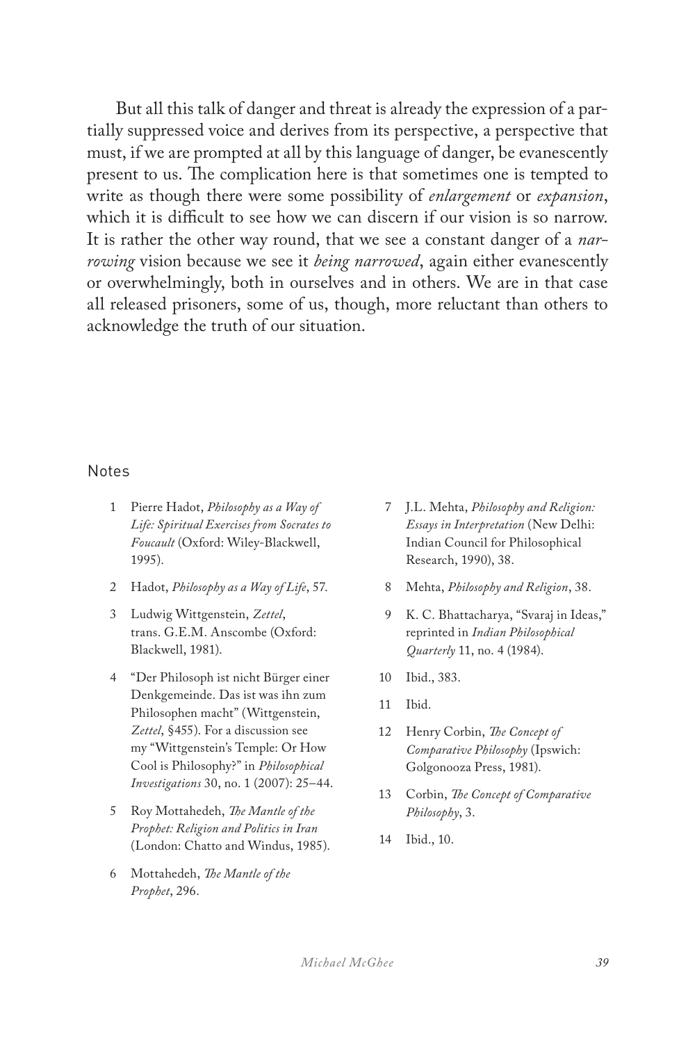But all this talk of danger and threat is already the expression of a partially suppressed voice and derives from its perspective, a perspective that must, if we are prompted at all by this language of danger, be evanescently present to us. The complication here is that sometimes one is tempted to write as though there were some possibility of *enlargement* or *expansion*, which it is difficult to see how we can discern if our vision is so narrow. It is rather the other way round, that we see a constant danger of a *narrowing* vision because we see it *being narrowed*, again either evanescently or overwhelmingly, both in ourselves and in others. We are in that case all released prisoners, some of us, though, more reluctant than others to acknowledge the truth of our situation.

## Notes

1. Pierre Hadot, *Philosophy as a Way of Life: Spiritual Exercises from Socrates to Foucault* (Oxford: Wiley-Blackwell, 1995).
2. Hadot, *Philosophy as a Way of Life*, 57.
3. Ludwig Wittgenstein, *Zettel*, trans. G.E.M. Anscombe (Oxford: Blackwell, 1981).
4. "Der Philosoph ist nicht Bürger einer Denkgemeinde. Das ist was ihn zum Philosophen macht" (Wittgenstein, *Zettel*, §455). For a discussion see my "Wittgenstein's Temple: Or How Cool is Philosophy?" in *Philosophical Investigations* 30, no. 1 (2007): 25–44.
5. Roy Mottahedeh, *The Mantle of the Prophet: Religion and Politics in Iran* (London: Chatto and Windus, 1985).
6. Mottahedeh, *The Mantle of the Prophet*, 296.
7. J.L. Mehta, *Philosophy and Religion: Essays in Interpretation* (New Delhi: Indian Council for Philosophical Research, 1990), 38.
8. Mehta, *Philosophy and Religion*, 38.
9. K. C. Bhattacharya, "Svaraj in Ideas," reprinted in *Indian Philosophical Quarterly* 11, no. 4 (1984).
10. Ibid., 383.
11. Ibid.
12. Henry Corbin, *The Concept of Comparative Philosophy* (Ipswich: Golgonooza Press, 1981).
13. Corbin, *The Concept of Comparative Philosophy*, 3.
14. Ibid., 10.